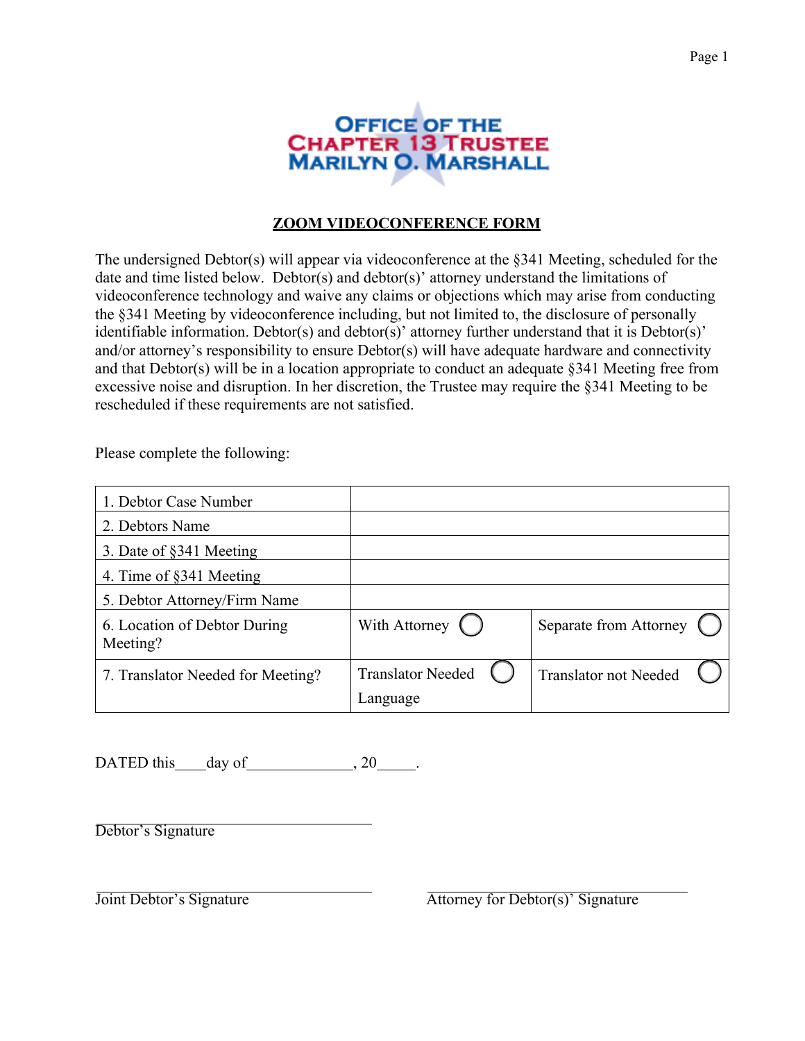**OFFICE OF THE CHAPTER 13 TRUSTEE MARILYN O. MARSHALL**

## ZOOM VIDEOCONFERENCE FORM

The undersigned Debtor(s) will appear via videoconference at the §341 Meeting, scheduled for the date and time listed below. Debtor(s) and debtor(s)' attorney understand the limitations of videoconference technology and waive any claims or objections which may arise from conducting the §341 Meeting by videoconference including, but not limited to, the disclosure of personally identifiable information. Debtor(s) and debtor(s)' attorney further understand that it is Debtor(s)' and/or attorney's responsibility to ensure Debtor(s) will have adequate hardware and connectivity and that Debtor(s) will be in a location appropriate to conduct an adequate §341 Meeting free from excessive noise and disruption. In her discretion, the Trustee may require the §341 Meeting to be rescheduled if these requirements are not satisfied.

Please complete the following:

| | | |
|---|---|---|
| 1. Debtor Case Number | | |
| 2. Debtors Name | | |
| 3. Date of §341 Meeting | | |
| 4. Time of §341 Meeting | | |
| 5. Debtor Attorney/Firm Name | | |
| 6. Location of Debtor During Meeting? | With Attorney ◯ | Separate from Attorney ◯ |
| 7. Translator Needed for Meeting? | Translator Needed ◯ Language | Translator not Needed ◯ |

DATED this____day of_____________, 20_____.

______________________________
Debtor's Signature

______________________________
Joint Debtor's Signature

______________________________
Attorney for Debtor(s)' Signature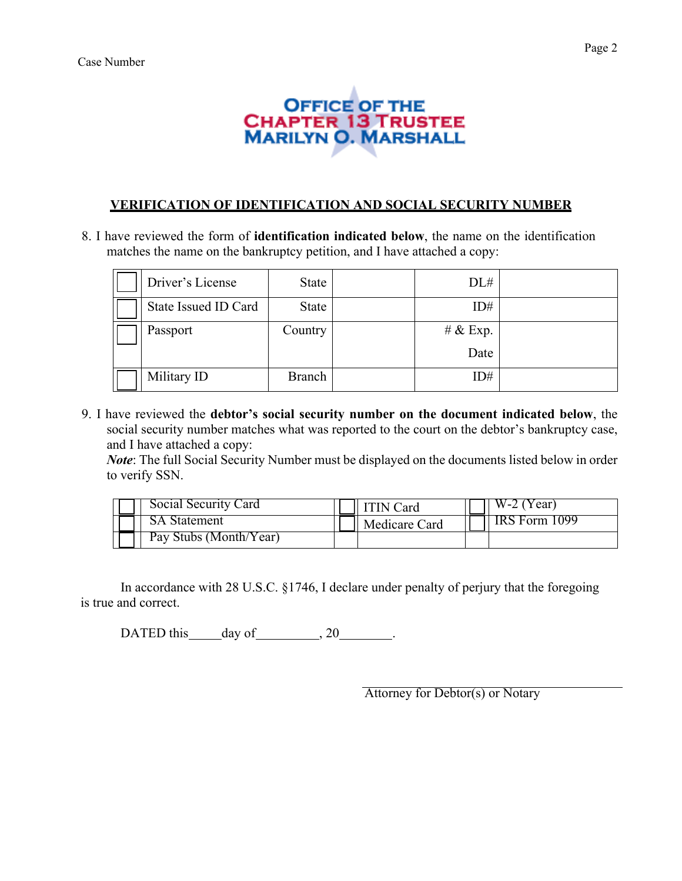Case Number

**OFFICE OF THE CHAPTER 13 TRUSTEE MARILYN O. MARSHALL**

**VERIFICATION OF IDENTIFICATION AND SOCIAL SECURITY NUMBER**

8. I have reviewed the form of **identification indicated below**, the name on the identification matches the name on the bankruptcy petition, and I have attached a copy:

| | | | | | |
|---|---|---|---|---|---|
| ☐ | Driver's License | State | | DL# | |
| ☐ | State Issued ID Card | State | | ID# | |
| ☐ | Passport | Country | | # & Exp. Date | |
| ☐ | Military ID | Branch | | ID# | |

9. I have reviewed the **debtor's social security number on the document indicated below**, the social security number matches what was reported to the court on the debtor's bankruptcy case, and I have attached a copy:
*Note*: The full Social Security Number must be displayed on the documents listed below in order to verify SSN.

| | | | | | |
|---|---|---|---|---|---|
| ☐ | Social Security Card | ☐ | ITIN Card | ☐ | W-2 (Year) |
| ☐ | SA Statement | ☐ | Medicare Card | ☐ | IRS Form 1099 |
| ☐ | Pay Stubs (Month/Year) | | | | |

In accordance with 28 U.S.C. §1746, I declare under penalty of perjury that the foregoing is true and correct.

DATED this_____day of__________, 20________.

______________________________
Attorney for Debtor(s) or Notary